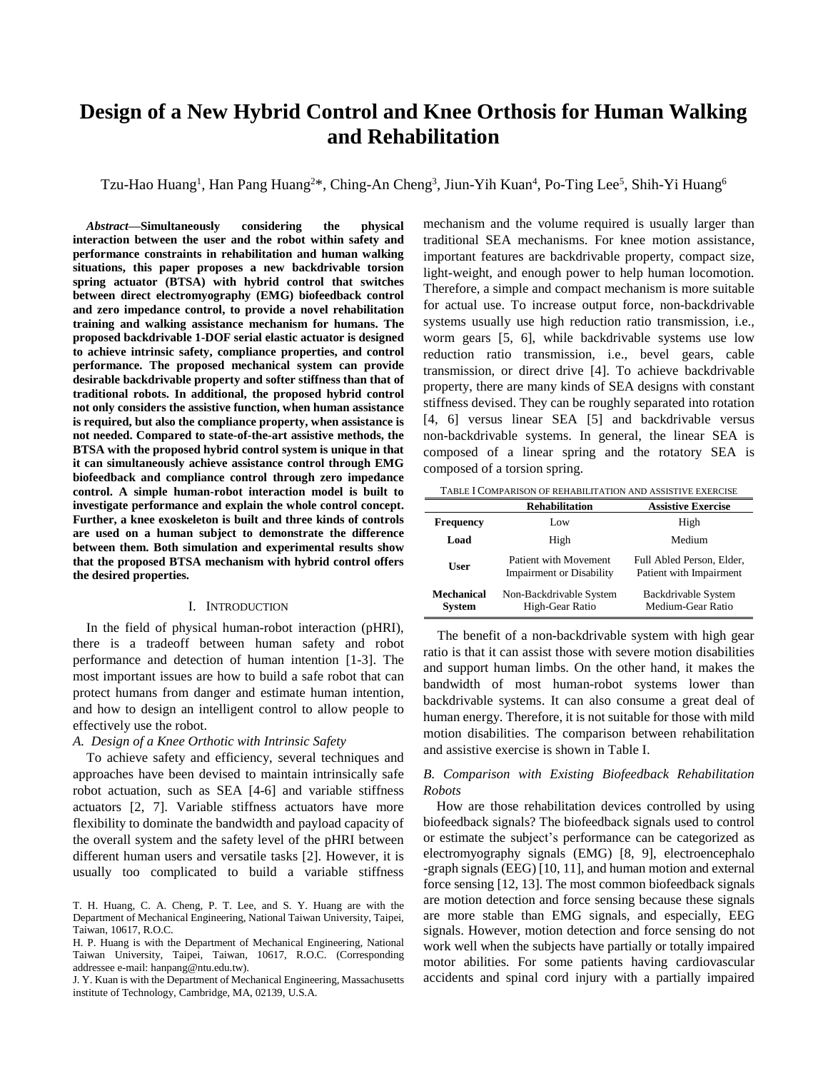# Design of a New Hybrid Control and Knee Orthosis for Human Walking and Rehabilitation

Tzu-Hao Huang[1], Han Pang Huang[2]*, Ching-An Cheng[3], Jiun-Yih Kuan[4], Po-Ting Lee[5], Shih-Yi Huang[6]

***Abstract*—Simultaneously considering the physical interaction between the user and the robot within safety and performance constraints in rehabilitation and human walking situations, this paper proposes a new backdrivable torsion spring actuator (BTSA) with hybrid control that switches between direct electromyography (EMG) biofeedback control and zero impedance control, to provide a novel rehabilitation training and walking assistance mechanism for humans. The proposed backdrivable 1-DOF serial elastic actuator is designed to achieve intrinsic safety, compliance properties, and control performance. The proposed mechanical system can provide desirable backdrivable property and softer stiffness than that of traditional robots. In additional, the proposed hybrid control not only considers the assistive function, when human assistance is required, but also the compliance property, when assistance is not needed. Compared to state-of-the-art assistive methods, the BTSA with the proposed hybrid control system is unique in that it can simultaneously achieve assistance control through EMG biofeedback and compliance control through zero impedance control. A simple human-robot interaction model is built to investigate performance and explain the whole control concept. Further, a knee exoskeleton is built and three kinds of controls are used on a human subject to demonstrate the difference between them. Both simulation and experimental results show that the proposed BTSA mechanism with hybrid control offers the desired properties.**

## I. Introduction

In the field of physical human-robot interaction (pHRI), there is a tradeoff between human safety and robot performance and detection of human intention [1-3]. The most important issues are how to build a safe robot that can protect humans from danger and estimate human intention, and how to design an intelligent control to allow people to effectively use the robot.

### *A. Design of a Knee Orthotic with Intrinsic Safety*

To achieve safety and efficiency, several techniques and approaches have been devised to maintain intrinsically safe robot actuation, such as SEA [4-6] and variable stiffness actuators [2, 7]. Variable stiffness actuators have more flexibility to dominate the bandwidth and payload capacity of the overall system and the safety level of the pHRI between different human users and versatile tasks [2]. However, it is usually too complicated to build a variable stiffness mechanism and the volume required is usually larger than traditional SEA mechanisms. For knee motion assistance, important features are backdrivable property, compact size, light-weight, and enough power to help human locomotion. Therefore, a simple and compact mechanism is more suitable for actual use. To increase output force, non-backdrivable systems usually use high reduction ratio transmission, i.e., worm gears [5, 6], while backdrivable systems use low reduction ratio transmission, i.e., bevel gears, cable transmission, or direct drive [4]. To achieve backdrivable property, there are many kinds of SEA designs with constant stiffness devised. They can be roughly separated into rotation [4, 6] versus linear SEA [5] and backdrivable versus non-backdrivable systems. In general, the linear SEA is composed of a linear spring and the rotatory SEA is composed of a torsion spring.

TABLE I Comparison of rehabilitation and assistive exercise

| | Rehabilitation | Assistive Exercise |
|---|---|---|
| **Frequency** | Low | High |
| **Load** | High | Medium |
| **User** | Patient with Movement Impairment or Disability | Full Abled Person, Elder, Patient with Impairment |
| **Mechanical System** | Non-Backdrivable System High-Gear Ratio | Backdrivable System Medium-Gear Ratio |

The benefit of a non-backdrivable system with high gear ratio is that it can assist those with severe motion disabilities and support human limbs. On the other hand, it makes the bandwidth of most human-robot systems lower than backdrivable systems. It can also consume a great deal of human energy. Therefore, it is not suitable for those with mild motion disabilities. The comparison between rehabilitation and assistive exercise is shown in Table I.

### *B. Comparison with Existing Biofeedback Rehabilitation Robots*

How are those rehabilitation devices controlled by using biofeedback signals? The biofeedback signals used to control or estimate the subject's performance can be categorized as electromyography signals (EMG) [8, 9], electroencephalo -graph signals (EEG) [10, 11], and human motion and external force sensing [12, 13]. The most common biofeedback signals are motion detection and force sensing because these signals are more stable than EMG signals, and especially, EEG signals. However, motion detection and force sensing do not work well when the subjects have partially or totally impaired motor abilities. For some patients having cardiovascular accidents and spinal cord injury with a partially impaired

T. H. Huang, C. A. Cheng, P. T. Lee, and S. Y. Huang are with the Department of Mechanical Engineering, National Taiwan University, Taipei, Taiwan, 10617, R.O.C.

H. P. Huang is with the Department of Mechanical Engineering, National Taiwan University, Taipei, Taiwan, 10617, R.O.C. (Corresponding addressee e-mail: hanpang@ntu.edu.tw).

J. Y. Kuan is with the Department of Mechanical Engineering, Massachusetts institute of Technology, Cambridge, MA, 02139, U.S.A.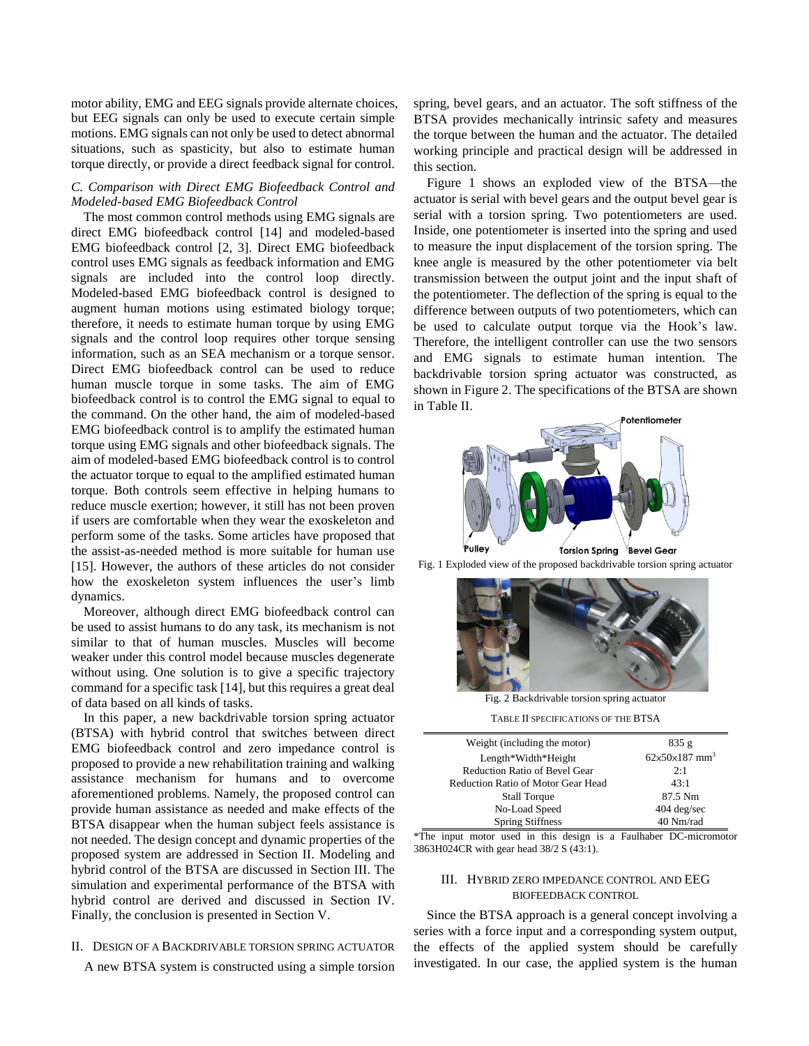motor ability, EMG and EEG signals provide alternate choices, but EEG signals can only be used to execute certain simple motions. EMG signals can not only be used to detect abnormal situations, such as spasticity, but also to estimate human torque directly, or provide a direct feedback signal for control.

### *C. Comparison with Direct EMG Biofeedback Control and Modeled-based EMG Biofeedback Control*

The most common control methods using EMG signals are direct EMG biofeedback control [14] and modeled-based EMG biofeedback control [2, 3]. Direct EMG biofeedback control uses EMG signals as feedback information and EMG signals are included into the control loop directly. Modeled-based EMG biofeedback control is designed to augment human motions using estimated biology torque; therefore, it needs to estimate human torque by using EMG signals and the control loop requires other torque sensing information, such as an SEA mechanism or a torque sensor. Direct EMG biofeedback control can be used to reduce human muscle torque in some tasks. The aim of EMG biofeedback control is to control the EMG signal to equal to the command. On the other hand, the aim of modeled-based EMG biofeedback control is to amplify the estimated human torque using EMG signals and other biofeedback signals. The aim of modeled-based EMG biofeedback control is to control the actuator torque to equal to the amplified estimated human torque. Both controls seem effective in helping humans to reduce muscle exertion; however, it still has not been proven if users are comfortable when they wear the exoskeleton and perform some of the tasks. Some articles have proposed that the assist-as-needed method is more suitable for human use [15]. However, the authors of these articles do not consider how the exoskeleton system influences the user's limb dynamics.

Moreover, although direct EMG biofeedback control can be used to assist humans to do any task, its mechanism is not similar to that of human muscles. Muscles will become weaker under this control model because muscles degenerate without using. One solution is to give a specific trajectory command for a specific task [14], but this requires a great deal of data based on all kinds of tasks.

In this paper, a new backdrivable torsion spring actuator (BTSA) with hybrid control that switches between direct EMG biofeedback control and zero impedance control is proposed to provide a new rehabilitation training and walking assistance mechanism for humans and to overcome aforementioned problems. Namely, the proposed control can provide human assistance as needed and make effects of the BTSA disappear when the human subject feels assistance is not needed. The design concept and dynamic properties of the proposed system are addressed in Section II. Modeling and hybrid control of the BTSA are discussed in Section III. The simulation and experimental performance of the BTSA with hybrid control are derived and discussed in Section IV. Finally, the conclusion is presented in Section V.

## II. Design of a Backdrivable Torsion Spring Actuator

A new BTSA system is constructed using a simple torsion spring, bevel gears, and an actuator. The soft stiffness of the BTSA provides mechanically intrinsic safety and measures the torque between the human and the actuator. The detailed working principle and practical design will be addressed in this section.

Figure 1 shows an exploded view of the BTSA—the actuator is serial with bevel gears and the output bevel gear is serial with a torsion spring. Two potentiometers are used. Inside, one potentiometer is inserted into the spring and used to measure the input displacement of the torsion spring. The knee angle is measured by the other potentiometer via belt transmission between the output joint and the input shaft of the potentiometer. The deflection of the spring is equal to the difference between outputs of two potentiometers, which can be used to calculate output torque via the Hook's law. Therefore, the intelligent controller can use the two sensors and EMG signals to estimate human intention. The backdrivable torsion spring actuator was constructed, as shown in Figure 2. The specifications of the BTSA are shown in Table II.

Fig. 1 Exploded view of the proposed backdrivable torsion spring actuator

Fig. 2 Backdrivable torsion spring actuator

TABLE II SPECIFICATIONS OF THE BTSA

| | |
|---|---|
| Weight (including the motor) | 835 g |
| Length*Width*Height | 62x50x187 mm$^3$ |
| Reduction Ratio of Bevel Gear | 2:1 |
| Reduction Ratio of Motor Gear Head | 43:1 |
| Stall Torque | 87.5 Nm |
| No-Load Speed | 404 deg/sec |
| Spring Stiffness | 40 Nm/rad |

*The input motor used in this design is a Faulhaber DC-micromotor 3863H024CR with gear head 38/2 S (43:1).

## III. Hybrid Zero Impedance Control and EEG Biofeedback Control

Since the BTSA approach is a general concept involving a series with a force input and a corresponding system output, the effects of the applied system should be carefully investigated. In our case, the applied system is the human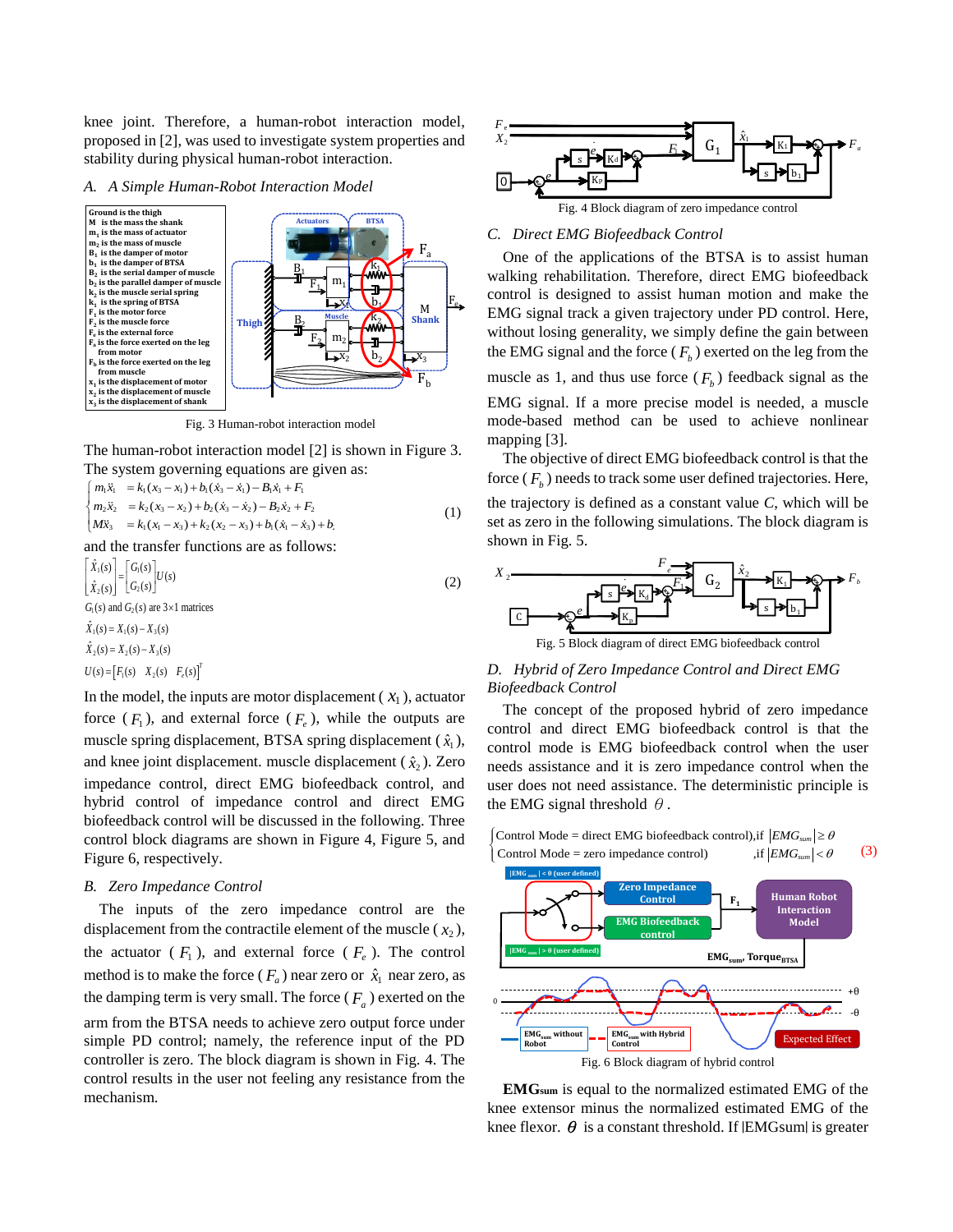knee joint. Therefore, a human-robot interaction model, proposed in [2], was used to investigate system properties and stability during physical human-robot interaction.

### A. A Simple Human-Robot Interaction Model

Fig. 3 Human-robot interaction model

The human-robot interaction model [2] is shown in Figure 3. The system governing equations are given as:

$$\begin{cases} m_1\ddot{x}_1 &= k_1(x_3 - x_1) + b_1(\dot{x}_3 - \dot{x}_1) - B_1\dot{x}_1 + F_1 \\ m_2\ddot{x}_2 &= k_2(x_3 - x_2) + b_2(\dot{x}_3 - \dot{x}_2) - B_2\dot{x}_2 + F_2 \\ M\ddot{x}_3 &= k_1(x_1 - x_3) + k_2(x_2 - x_3) + b_1(\dot{x}_1 - \dot{x}_3) + b_i \end{cases} \tag{1}$$

and the transfer functions are as follows:

$$\begin{bmatrix} \hat{X}_1(s) \\ \hat{X}_2(s) \end{bmatrix} = \begin{bmatrix} G_1(s) \\ G_2(s) \end{bmatrix} U(s) \tag{2}$$

$G_1(s)$ and $G_2(s)$ are $3\times1$ matrices

$\hat{X}_1(s) = X_1(s) - X_3(s)$

$\hat{X}_2(s) = X_2(s) - X_3(s)$

$U(s) = \left[F_1(s) \quad X_2(s) \quad F_e(s)\right]^T$

In the model, the inputs are motor displacement ( $x_1$ ), actuator force ( $F_1$ ), and external force ( $F_e$ ), while the outputs are muscle spring displacement, BTSA spring displacement ( $\hat{x}_1$ ), and knee joint displacement. muscle displacement ( $\hat{x}_2$ ). Zero impedance control, direct EMG biofeedback control, and hybrid control of impedance control and direct EMG biofeedback control will be discussed in the following. Three control block diagrams are shown in Figure 4, Figure 5, and Figure 6, respectively.

### B. Zero Impedance Control

The inputs of the zero impedance control are the displacement from the contractile element of the muscle ( $x_2$ ), the actuator ( $F_1$ ), and external force ( $F_e$ ). The control method is to make the force ( $F_a$ ) near zero or $\hat{x}_1$ near zero, as the damping term is very small. The force ( $F_a$ ) exerted on the arm from the BTSA needs to achieve zero output force under simple PD control; namely, the reference input of the PD controller is zero. The block diagram is shown in Fig. 4. The control results in the user not feeling any resistance from the mechanism.

Fig. 4 Block diagram of zero impedance control

### C. Direct EMG Biofeedback Control

One of the applications of the BTSA is to assist human walking rehabilitation. Therefore, direct EMG biofeedback control is designed to assist human motion and make the EMG signal track a given trajectory under PD control. Here, without losing generality, we simply define the gain between the EMG signal and the force ( $F_b$ ) exerted on the leg from the muscle as 1, and thus use force ( $F_b$ ) feedback signal as the EMG signal. If a more precise model is needed, a muscle mode-based method can be used to achieve nonlinear mapping [3].

The objective of direct EMG biofeedback control is that the force ( $F_b$ ) needs to track some user defined trajectories. Here, the trajectory is defined as a constant value *C*, which will be set as zero in the following simulations. The block diagram is shown in Fig. 5.

Fig. 5 Block diagram of direct EMG biofeedback control

### D. Hybrid of Zero Impedance Control and Direct EMG Biofeedback Control

The concept of the proposed hybrid of zero impedance control and direct EMG biofeedback control is that the control mode is EMG biofeedback control when the user needs assistance and it is zero impedance control when the user does not need assistance. The deterministic principle is the EMG signal threshold $\theta$ .

$$\begin{cases} \text{Control Mode = direct EMG biofeedback control)}, & \text{if } |EMG_{sum}| \geq \theta \\ \text{Control Mode = zero impedance control)} & \text{,if } |EMG_{sum}| < \theta \end{cases} \tag{3}$$

Fig. 6 Block diagram of hybrid control

**EMGsum** is equal to the normalized estimated EMG of the knee extensor minus the normalized estimated EMG of the knee flexor. $\theta$ is a constant threshold. If |EMGsum| is greater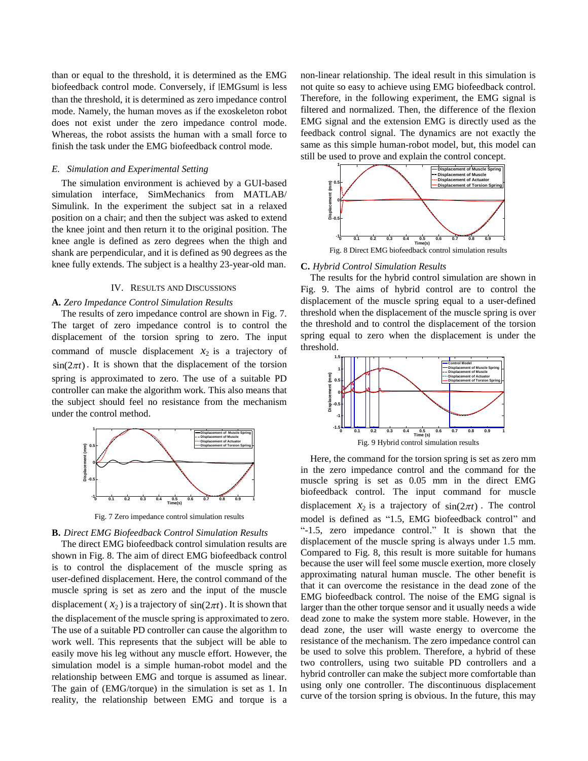than or equal to the threshold, it is determined as the EMG biofeedback control mode. Conversely, if |EMGsum| is less than the threshold, it is determined as zero impedance control mode. Namely, the human moves as if the exoskeleton robot does not exist under the zero impedance control mode. Whereas, the robot assists the human with a small force to finish the task under the EMG biofeedback control mode.

### *E. Simulation and Experimental Setting*

The simulation environment is achieved by a GUI-based simulation interface, SimMechanics from MATLAB/ Simulink. In the experiment the subject sat in a relaxed position on a chair; and then the subject was asked to extend the knee joint and then return it to the original position. The knee angle is defined as zero degrees when the thigh and shank are perpendicular, and it is defined as 90 degrees as the knee fully extends. The subject is a healthy 23-year-old man.

## IV. Results and Discussions

### **A.** *Zero Impedance Control Simulation Results*

The results of zero impedance control are shown in Fig. 7. The target of zero impedance control is to control the displacement of the torsion spring to zero. The input command of muscle displacement $x_2$ is a trajectory of $\sin(2\pi t)$. It is shown that the displacement of the torsion spring is approximated to zero. The use of a suitable PD controller can make the algorithm work. This also means that the subject should feel no resistance from the mechanism under the control method.

Fig. 7 Zero impedance control simulation results

### **B.** *Direct EMG Biofeedback Control Simulation Results*

The direct EMG biofeedback control simulation results are shown in Fig. 8. The aim of direct EMG biofeedback control is to control the displacement of the muscle spring as user-defined displacement. Here, the control command of the muscle spring is set as zero and the input of the muscle displacement ($x_2$) is a trajectory of $\sin(2\pi t)$. It is shown that the displacement of the muscle spring is approximated to zero. The use of a suitable PD controller can cause the algorithm to work well. This represents that the subject will be able to easily move his leg without any muscle effort. However, the simulation model is a simple human-robot model and the relationship between EMG and torque is assumed as linear. The gain of (EMG/torque) in the simulation is set as 1. In reality, the relationship between EMG and torque is a non-linear relationship. The ideal result in this simulation is not quite so easy to achieve using EMG biofeedback control. Therefore, in the following experiment, the EMG signal is filtered and normalized. Then, the difference of the flexion EMG signal and the extension EMG is directly used as the feedback control signal. The dynamics are not exactly the same as this simple human-robot model, but, this model can still be used to prove and explain the control concept.

Fig. 8 Direct EMG biofeedback control simulation results

### **C.** *Hybrid Control Simulation Results*

The results for the hybrid control simulation are shown in Fig. 9. The aims of hybrid control are to control the displacement of the muscle spring equal to a user-defined threshold when the displacement of the muscle spring is over the threshold and to control the displacement of the torsion spring equal to zero when the displacement is under the threshold.

Fig. 9 Hybrid control simulation results

Here, the command for the torsion spring is set as zero mm in the zero impedance control and the command for the muscle spring is set as 0.05 mm in the direct EMG biofeedback control. The input command for muscle displacement $x_2$ is a trajectory of $\sin(2\pi t)$. The control model is defined as "1.5, EMG biofeedback control" and "-1.5, zero impedance control." It is shown that the displacement of the muscle spring is always under 1.5 mm. Compared to Fig. 8, this result is more suitable for humans because the user will feel some muscle exertion, more closely approximating natural human muscle. The other benefit is that it can overcome the resistance in the dead zone of the EMG biofeedback control. The noise of the EMG signal is larger than the other torque sensor and it usually needs a wide dead zone to make the system more stable. However, in the dead zone, the user will waste energy to overcome the resistance of the mechanism. The zero impedance control can be used to solve this problem. Therefore, a hybrid of these two controllers, using two suitable PD controllers and a hybrid controller can make the subject more comfortable than using only one controller. The discontinuous displacement curve of the torsion spring is obvious. In the future, this may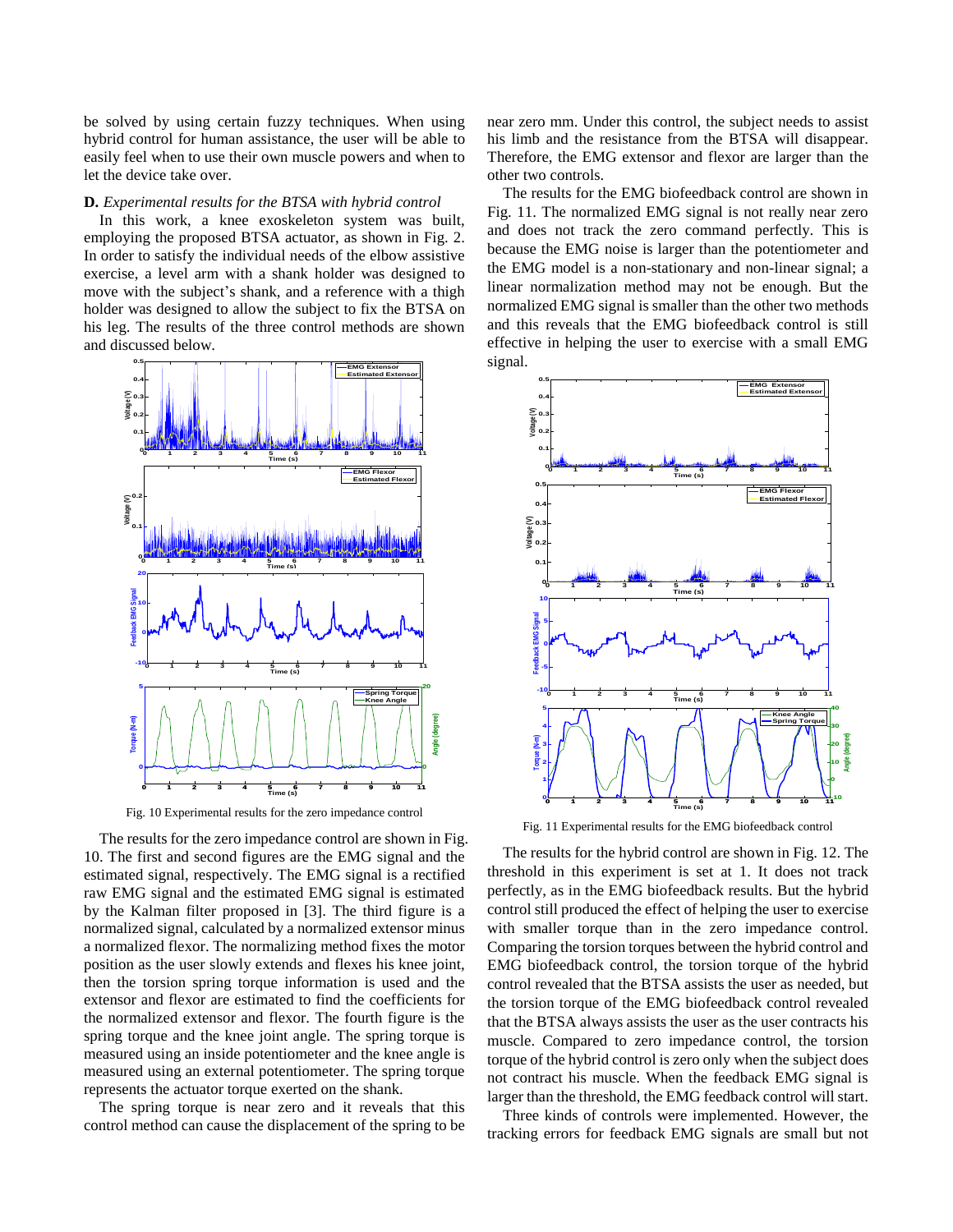be solved by using certain fuzzy techniques. When using hybrid control for human assistance, the user will be able to easily feel when to use their own muscle powers and when to let the device take over.

**D.** *Experimental results for the BTSA with hybrid control*

In this work, a knee exoskeleton system was built, employing the proposed BTSA actuator, as shown in Fig. 2. In order to satisfy the individual needs of the elbow assistive exercise, a level arm with a shank holder was designed to move with the subject's shank, and a reference with a thigh holder was designed to allow the subject to fix the BTSA on his leg. The results of the three control methods are shown and discussed below.

Fig. 10 Experimental results for the zero impedance control

The results for the zero impedance control are shown in Fig. 10. The first and second figures are the EMG signal and the estimated signal, respectively. The EMG signal is a rectified raw EMG signal and the estimated EMG signal is estimated by the Kalman filter proposed in [3]. The third figure is a normalized signal, calculated by a normalized extensor minus a normalized flexor. The normalizing method fixes the motor position as the user slowly extends and flexes his knee joint, then the torsion spring torque information is used and the extensor and flexor are estimated to find the coefficients for the normalized extensor and flexor. The fourth figure is the spring torque and the knee joint angle. The spring torque is measured using an inside potentiometer and the knee angle is measured using an external potentiometer. The spring torque represents the actuator torque exerted on the shank.

The spring torque is near zero and it reveals that this control method can cause the displacement of the spring to be near zero mm. Under this control, the subject needs to assist his limb and the resistance from the BTSA will disappear. Therefore, the EMG extensor and flexor are larger than the other two controls.

The results for the EMG biofeedback control are shown in Fig. 11. The normalized EMG signal is not really near zero and does not track the zero command perfectly. This is because the EMG noise is larger than the potentiometer and the EMG model is a non-stationary and non-linear signal; a linear normalization method may not be enough. But the normalized EMG signal is smaller than the other two methods and this reveals that the EMG biofeedback control is still effective in helping the user to exercise with a small EMG signal.

Fig. 11 Experimental results for the EMG biofeedback control

The results for the hybrid control are shown in Fig. 12. The threshold in this experiment is set at 1. It does not track perfectly, as in the EMG biofeedback results. But the hybrid control still produced the effect of helping the user to exercise with smaller torque than in the zero impedance control. Comparing the torsion torques between the hybrid control and EMG biofeedback control, the torsion torque of the hybrid control revealed that the BTSA assists the user as needed, but the torsion torque of the EMG biofeedback control revealed that the BTSA always assists the user as the user contracts his muscle. Compared to zero impedance control, the torsion torque of the hybrid control is zero only when the subject does not contract his muscle. When the feedback EMG signal is larger than the threshold, the EMG feedback control will start.

Three kinds of controls were implemented. However, the tracking errors for feedback EMG signals are small but not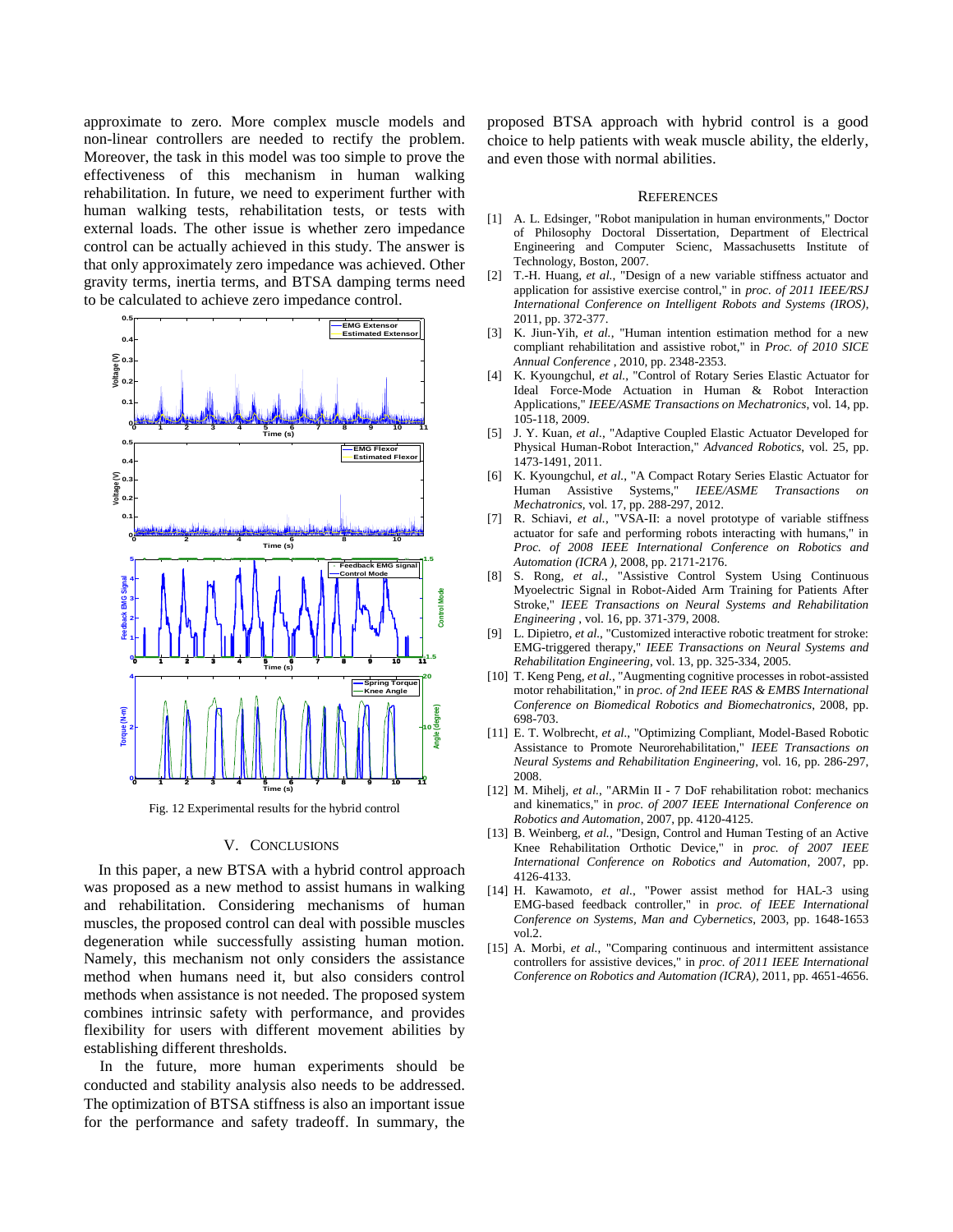approximate to zero. More complex muscle models and non-linear controllers are needed to rectify the problem. Moreover, the task in this model was too simple to prove the effectiveness of this mechanism in human walking rehabilitation. In future, we need to experiment further with human walking tests, rehabilitation tests, or tests with external loads. The other issue is whether zero impedance control can be actually achieved in this study. The answer is that only approximately zero impedance was achieved. Other gravity terms, inertia terms, and BTSA damping terms need to be calculated to achieve zero impedance control.

EMG Extensor
Estimated Extensor
Voltage (V)
0.5
0.4
0.3
0.2
0.1
0
0 1 2 3 4 5 6 7 8 9 10 11
Time (s)

EMG Flexor
Estimated Flexor
Voltage (V)
0.5
0.4
0.3
0.2
0.1
0
0 2 4 6 8 10
Time (s)

Feedback EMG signal
Control Mode
Feedback EMG Signal
Control Mode
5
4
3
2
1
0
1.5
1.5
0 1 2 3 4 5 6 7 8 9 10 11
Time (s)

Spring Torque
Knee Angle
Torque (N-m)
Angle (degree)
4
2
0
20
10
0
0 1 2 3 4 5 6 7 8 9 10 11
Time (s)

Fig. 12 Experimental results for the hybrid control

## V. Conclusions

In this paper, a new BTSA with a hybrid control approach was proposed as a new method to assist humans in walking and rehabilitation. Considering mechanisms of human muscles, the proposed control can deal with possible muscles degeneration while successfully assisting human motion. Namely, this mechanism not only considers the assistance method when humans need it, but also considers control methods when assistance is not needed. The proposed system combines intrinsic safety with performance, and provides flexibility for users with different movement abilities by establishing different thresholds.

In the future, more human experiments should be conducted and stability analysis also needs to be addressed. The optimization of BTSA stiffness is also an important issue for the performance and safety tradeoff. In summary, the proposed BTSA approach with hybrid control is a good choice to help patients with weak muscle ability, the elderly, and even those with normal abilities.

## References

[1] A. L. Edsinger, "Robot manipulation in human environments," Doctor of Philosophy Doctoral Dissertation, Department of Electrical Engineering and Computer Scienc, Massachusetts Institute of Technology, Boston, 2007.

[2] T.-H. Huang, *et al.*, "Design of a new variable stiffness actuator and application for assistive exercise control," in *proc. of 2011 IEEE/RSJ International Conference on Intelligent Robots and Systems (IROS)*, 2011, pp. 372-377.

[3] K. Jiun-Yih, *et al.*, "Human intention estimation method for a new compliant rehabilitation and assistive robot," in *Proc. of 2010 SICE Annual Conference* , 2010, pp. 2348-2353.

[4] K. Kyoungchul, *et al.*, "Control of Rotary Series Elastic Actuator for Ideal Force-Mode Actuation in Human & Robot Interaction Applications," *IEEE/ASME Transactions on Mechatronics*, vol. 14, pp. 105-118, 2009.

[5] J. Y. Kuan, *et al.*, "Adaptive Coupled Elastic Actuator Developed for Physical Human-Robot Interaction," *Advanced Robotics*, vol. 25, pp. 1473-1491, 2011.

[6] K. Kyoungchul, *et al.*, "A Compact Rotary Series Elastic Actuator for Human Assistive Systems," *IEEE/ASME Transactions on Mechatronics*, vol. 17, pp. 288-297, 2012.

[7] R. Schiavi, *et al.*, "VSA-II: a novel prototype of variable stiffness actuator for safe and performing robots interacting with humans," in *Proc. of 2008 IEEE International Conference on Robotics and Automation (ICRA )*, 2008, pp. 2171-2176.

[8] S. Rong, *et al.*, "Assistive Control System Using Continuous Myoelectric Signal in Robot-Aided Arm Training for Patients After Stroke," *IEEE Transactions on Neural Systems and Rehabilitation Engineering* , vol. 16, pp. 371-379, 2008.

[9] L. Dipietro, *et al.*, "Customized interactive robotic treatment for stroke: EMG-triggered therapy," *IEEE Transactions on Neural Systems and Rehabilitation Engineering*, vol. 13, pp. 325-334, 2005.

[10] T. Keng Peng, *et al.*, "Augmenting cognitive processes in robot-assisted motor rehabilitation," in *proc. of 2nd IEEE RAS & EMBS International Conference on Biomedical Robotics and Biomechatronics*, 2008, pp. 698-703.

[11] E. T. Wolbrecht, *et al.*, "Optimizing Compliant, Model-Based Robotic Assistance to Promote Neurorehabilitation," *IEEE Transactions on Neural Systems and Rehabilitation Engineering*, vol. 16, pp. 286-297, 2008.

[12] M. Mihelj, *et al.*, "ARMin II - 7 DoF rehabilitation robot: mechanics and kinematics," in *proc. of 2007 IEEE International Conference on Robotics and Automation*, 2007, pp. 4120-4125.

[13] B. Weinberg, *et al.*, "Design, Control and Human Testing of an Active Knee Rehabilitation Orthotic Device," in *proc. of 2007 IEEE International Conference on Robotics and Automation*, 2007, pp. 4126-4133.

[14] H. Kawamoto, *et al.*, "Power assist method for HAL-3 using EMG-based feedback controller," in *proc. of IEEE International Conference on Systems, Man and Cybernetics*, 2003, pp. 1648-1653 vol.2.

[15] A. Morbi, *et al.*, "Comparing continuous and intermittent assistance controllers for assistive devices," in *proc. of 2011 IEEE International Conference on Robotics and Automation (ICRA)*, 2011, pp. 4651-4656.